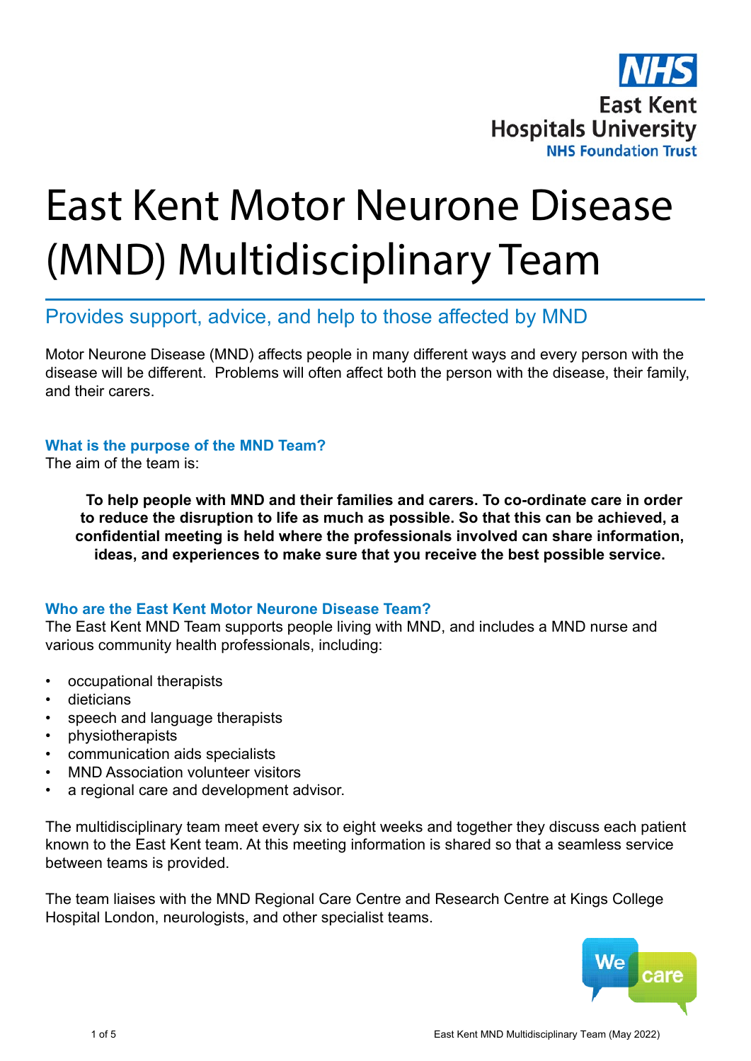# East Kent Motor Neurone Disease (MND) Multidisciplinary Team

## Provides support, advice, and help to those affected by MND

Motor Neurone Disease (MND) affects people in many different ways and every person with the disease will be different. Problems will often affect both the person with the disease, their family, and their carers.

### What is the purpose of the MND Team?

The aim of the team is:

**To help people with MND and their families and carers. To co-ordinate care in order to reduce the disruption to life as much as possible. So that this can be achieved, a confidential meeting is held where the professionals involved can share information, ideas, and experiences to make sure that you receive the best possible service.**

### Who are the East Kent Motor Neurone Disease Team?

The East Kent MND Team supports people living with MND, and includes a MND nurse and various community health professionals, including:

- occupational therapists
- dieticians
- speech and language therapists
- physiotherapists
- communication aids specialists
- MND Association volunteer visitors
- a regional care and development advisor.

The multidisciplinary team meet every six to eight weeks and together they discuss each patient known to the East Kent team. At this meeting information is shared so that a seamless service between teams is provided.

The team liaises with the MND Regional Care Centre and Research Centre at Kings College Hospital London, neurologists, and other specialist teams.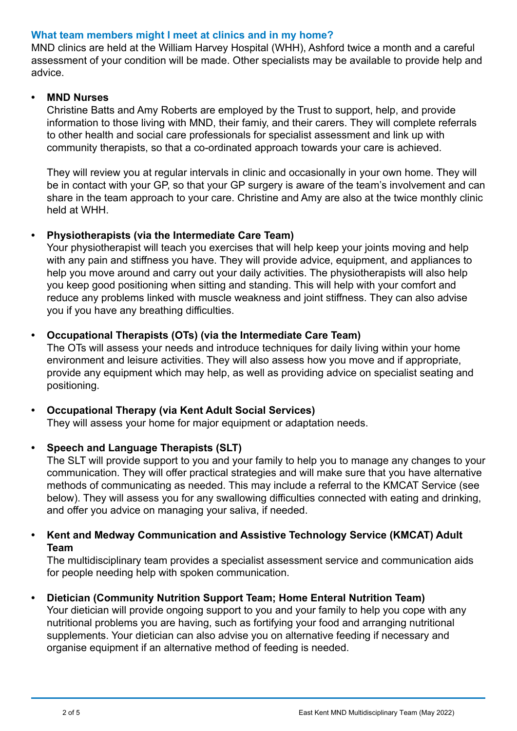## What team members might I meet at clinics and in my home?

MND clinics are held at the William Harvey Hospital (WHH), Ashford twice a month and a careful assessment of your condition will be made. Other specialists may be available to provide help and advice.

- **MND Nurses**
  Christine Batts and Amy Roberts are employed by the Trust to support, help, and provide information to those living with MND, their famiy, and their carers. They will complete referrals to other health and social care professionals for specialist assessment and link up with community therapists, so that a co-ordinated approach towards your care is achieved.

  They will review you at regular intervals in clinic and occasionally in your own home. They will be in contact with your GP, so that your GP surgery is aware of the team's involvement and can share in the team approach to your care. Christine and Amy are also at the twice monthly clinic held at WHH.

- **Physiotherapists (via the Intermediate Care Team)**
  Your physiotherapist will teach you exercises that will help keep your joints moving and help with any pain and stiffness you have. They will provide advice, equipment, and appliances to help you move around and carry out your daily activities. The physiotherapists will also help you keep good positioning when sitting and standing. This will help with your comfort and reduce any problems linked with muscle weakness and joint stiffness. They can also advise you if you have any breathing difficulties.

- **Occupational Therapists (OTs) (via the Intermediate Care Team)**
  The OTs will assess your needs and introduce techniques for daily living within your home environment and leisure activities. They will also assess how you move and if appropriate, provide any equipment which may help, as well as providing advice on specialist seating and positioning.

- **Occupational Therapy (via Kent Adult Social Services)**
  They will assess your home for major equipment or adaptation needs.

- **Speech and Language Therapists (SLT)**
  The SLT will provide support to you and your family to help you to manage any changes to your communication. They will offer practical strategies and will make sure that you have alternative methods of communicating as needed. This may include a referral to the KMCAT Service (see below). They will assess you for any swallowing difficulties connected with eating and drinking, and offer you advice on managing your saliva, if needed.

- **Kent and Medway Communication and Assistive Technology Service (KMCAT) Adult Team**
  The multidisciplinary team provides a specialist assessment service and communication aids for people needing help with spoken communication.

- **Dietician (Community Nutrition Support Team; Home Enteral Nutrition Team)**
  Your dietician will provide ongoing support to you and your family to help you cope with any nutritional problems you are having, such as fortifying your food and arranging nutritional supplements. Your dietician can also advise you on alternative feeding if necessary and organise equipment if an alternative method of feeding is needed.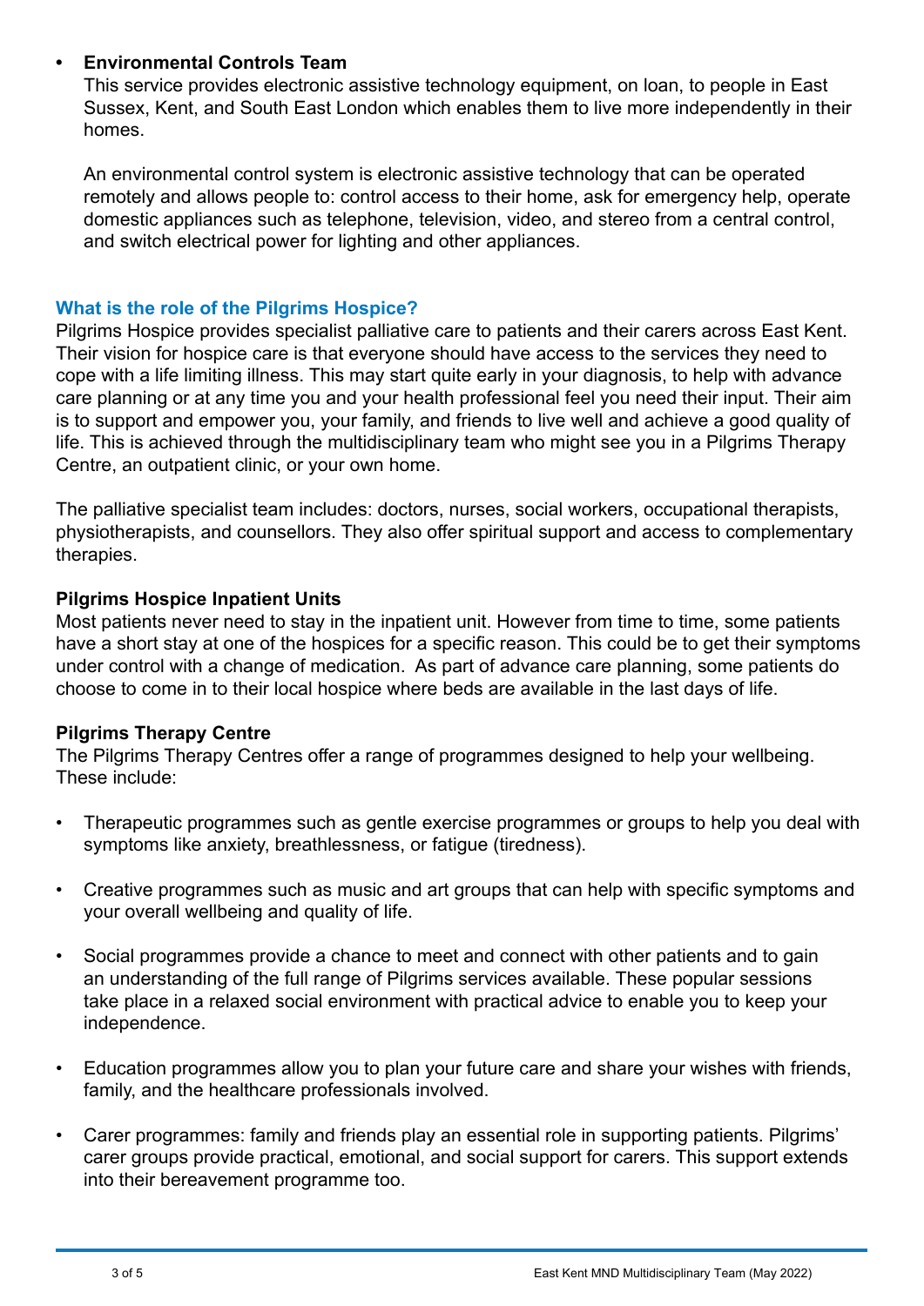- **Environmental Controls Team**

  This service provides electronic assistive technology equipment, on loan, to people in East Sussex, Kent, and South East London which enables them to live more independently in their homes.

  An environmental control system is electronic assistive technology that can be operated remotely and allows people to: control access to their home, ask for emergency help, operate domestic appliances such as telephone, television, video, and stereo from a central control, and switch electrical power for lighting and other appliances.

## What is the role of the Pilgrims Hospice?

Pilgrims Hospice provides specialist palliative care to patients and their carers across East Kent. Their vision for hospice care is that everyone should have access to the services they need to cope with a life limiting illness. This may start quite early in your diagnosis, to help with advance care planning or at any time you and your health professional feel you need their input. Their aim is to support and empower you, your family, and friends to live well and achieve a good quality of life. This is achieved through the multidisciplinary team who might see you in a Pilgrims Therapy Centre, an outpatient clinic, or your own home.

The palliative specialist team includes: doctors, nurses, social workers, occupational therapists, physiotherapists, and counsellors. They also offer spiritual support and access to complementary therapies.

### Pilgrims Hospice Inpatient Units

Most patients never need to stay in the inpatient unit. However from time to time, some patients have a short stay at one of the hospices for a specific reason. This could be to get their symptoms under control with a change of medication. As part of advance care planning, some patients do choose to come in to their local hospice where beds are available in the last days of life.

### Pilgrims Therapy Centre

The Pilgrims Therapy Centres offer a range of programmes designed to help your wellbeing. These include:

- Therapeutic programmes such as gentle exercise programmes or groups to help you deal with symptoms like anxiety, breathlessness, or fatigue (tiredness).
- Creative programmes such as music and art groups that can help with specific symptoms and your overall wellbeing and quality of life.
- Social programmes provide a chance to meet and connect with other patients and to gain an understanding of the full range of Pilgrims services available. These popular sessions take place in a relaxed social environment with practical advice to enable you to keep your independence.
- Education programmes allow you to plan your future care and share your wishes with friends, family, and the healthcare professionals involved.
- Carer programmes: family and friends play an essential role in supporting patients. Pilgrims' carer groups provide practical, emotional, and social support for carers. This support extends into their bereavement programme too.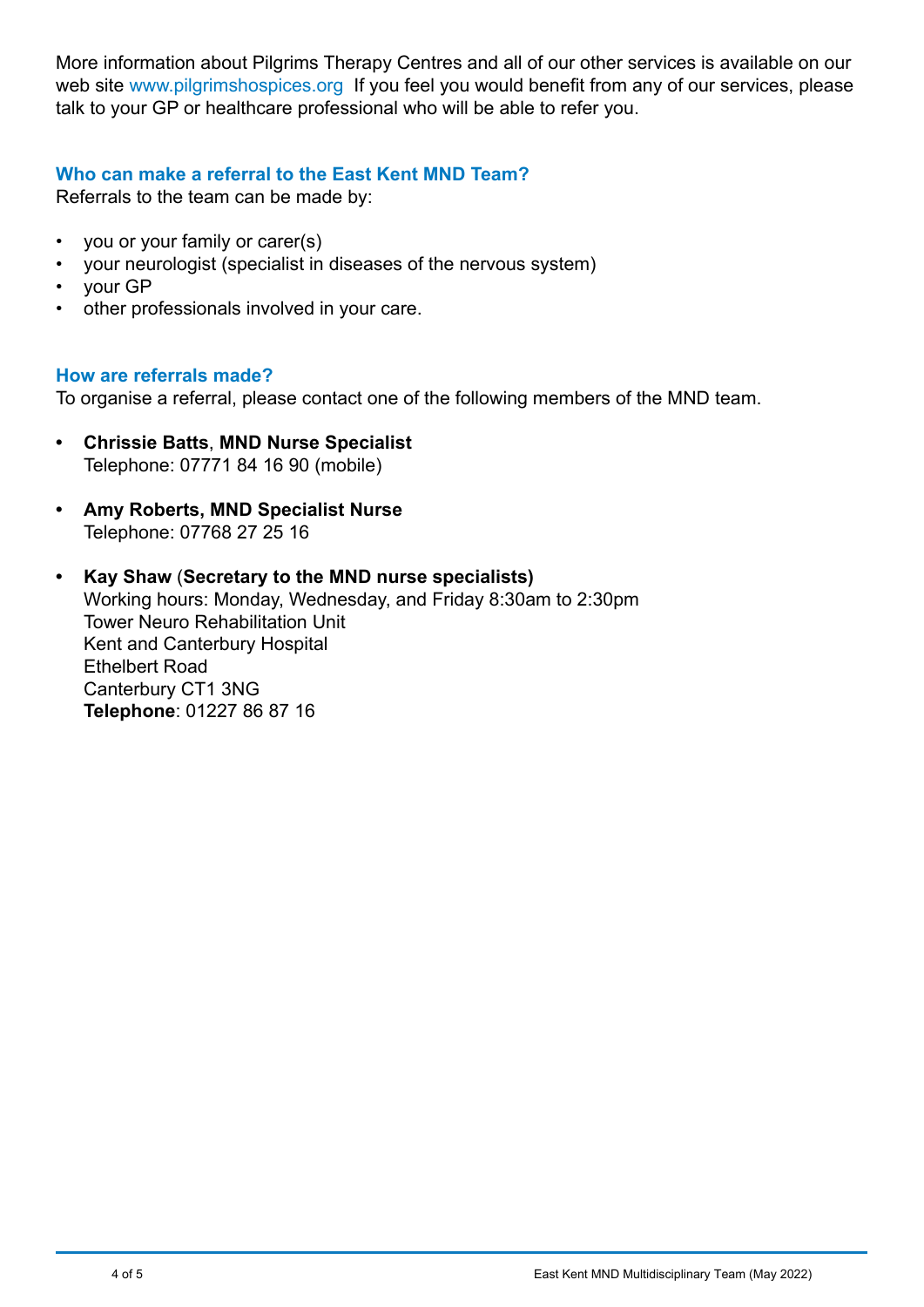More information about Pilgrims Therapy Centres and all of our other services is available on our web site www.pilgrimshospices.org If you feel you would benefit from any of our services, please talk to your GP or healthcare professional who will be able to refer you.

### Who can make a referral to the East Kent MND Team?

Referrals to the team can be made by:

- you or your family or carer(s)
- your neurologist (specialist in diseases of the nervous system)
- your GP
- other professionals involved in your care.

### How are referrals made?

To organise a referral, please contact one of the following members of the MND team.

- **Chrissie Batts**, **MND Nurse Specialist**
  Telephone: 07771 84 16 90 (mobile)

- **Amy Roberts, MND Specialist Nurse**
  Telephone: 07768 27 25 16

- **Kay Shaw** (**Secretary to the MND nurse specialists)**
  Working hours: Monday, Wednesday, and Friday 8:30am to 2:30pm
  Tower Neuro Rehabilitation Unit
  Kent and Canterbury Hospital
  Ethelbert Road
  Canterbury CT1 3NG
  **Telephone**: 01227 86 87 16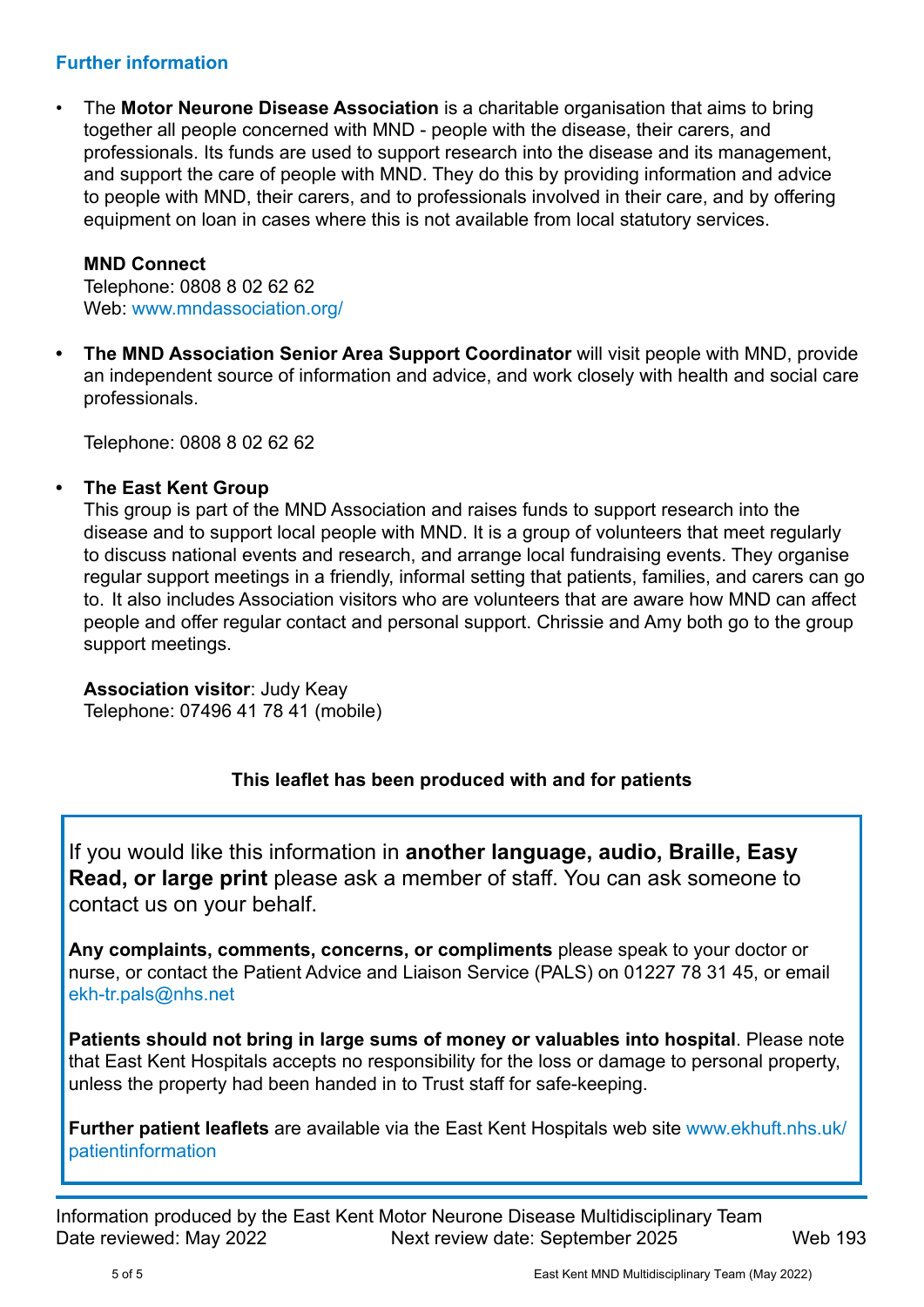## Further information

- The **Motor Neurone Disease Association** is a charitable organisation that aims to bring together all people concerned with MND - people with the disease, their carers, and professionals. Its funds are used to support research into the disease and its management, and support the care of people with MND. They do this by providing information and advice to people with MND, their carers, and to professionals involved in their care, and by offering equipment on loan in cases where this is not available from local statutory services.

  **MND Connect**
  Telephone: 0808 8 02 62 62
  Web: www.mndassociation.org/

- **The MND Association Senior Area Support Coordinator** will visit people with MND, provide an independent source of information and advice, and work closely with health and social care professionals.

  Telephone: 0808 8 02 62 62

- **The East Kent Group**
  This group is part of the MND Association and raises funds to support research into the disease and to support local people with MND. It is a group of volunteers that meet regularly to discuss national events and research, and arrange local fundraising events. They organise regular support meetings in a friendly, informal setting that patients, families, and carers can go to. It also includes Association visitors who are volunteers that are aware how MND can affect people and offer regular contact and personal support. Chrissie and Amy both go to the group support meetings.

  **Association visitor**: Judy Keay
  Telephone: 07496 41 78 41 (mobile)

**This leaflet has been produced with and for patients**

If you would like this information in **another language, audio, Braille, Easy Read, or large print** please ask a member of staff. You can ask someone to contact us on your behalf.

**Any complaints, comments, concerns, or compliments** please speak to your doctor or nurse, or contact the Patient Advice and Liaison Service (PALS) on 01227 78 31 45, or email ekh-tr.pals@nhs.net

**Patients should not bring in large sums of money or valuables into hospital**. Please note that East Kent Hospitals accepts no responsibility for the loss or damage to personal property, unless the property had been handed in to Trust staff for safe-keeping.

**Further patient leaflets** are available via the East Kent Hospitals web site www.ekhuft.nhs.uk/patientinformation

Information produced by the East Kent Motor Neurone Disease Multidisciplinary Team
Date reviewed: May 2022 Next review date: September 2025 Web 193